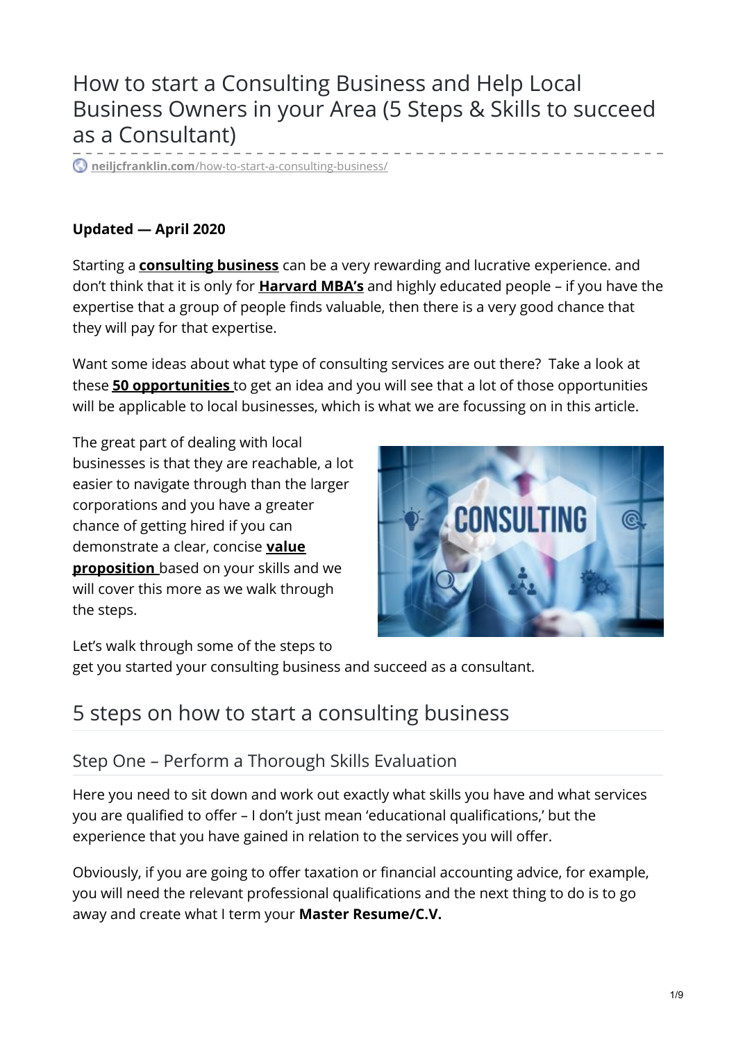# How to start a Consulting Business and Help Local Business Owners in your Area (5 Steps & Skills to succeed as a Consultant)

neiljcfranklin.com/how-to-start-a-consulting-business/

**Updated — April 2020**

Starting a **consulting business** can be a very rewarding and lucrative experience. and don't think that it is only for **Harvard MBA's** and highly educated people – if you have the expertise that a group of people finds valuable, then there is a very good chance that they will pay for that expertise.

Want some ideas about what type of consulting services are out there? Take a look at these **50 opportunities** to get an idea and you will see that a lot of those opportunities will be applicable to local businesses, which is what we are focussing on in this article.

The great part of dealing with local businesses is that they are reachable, a lot easier to navigate through than the larger corporations and you have a greater chance of getting hired if you can demonstrate a clear, concise **value proposition** based on your skills and we will cover this more as we walk through the steps.

Let's walk through some of the steps to get you started your consulting business and succeed as a consultant.

## 5 steps on how to start a consulting business

### Step One – Perform a Thorough Skills Evaluation

Here you need to sit down and work out exactly what skills you have and what services you are qualified to offer – I don't just mean 'educational qualifications,' but the experience that you have gained in relation to the services you will offer.

Obviously, if you are going to offer taxation or financial accounting advice, for example, you will need the relevant professional qualifications and the next thing to do is to go away and create what I term your **Master Resume/C.V.**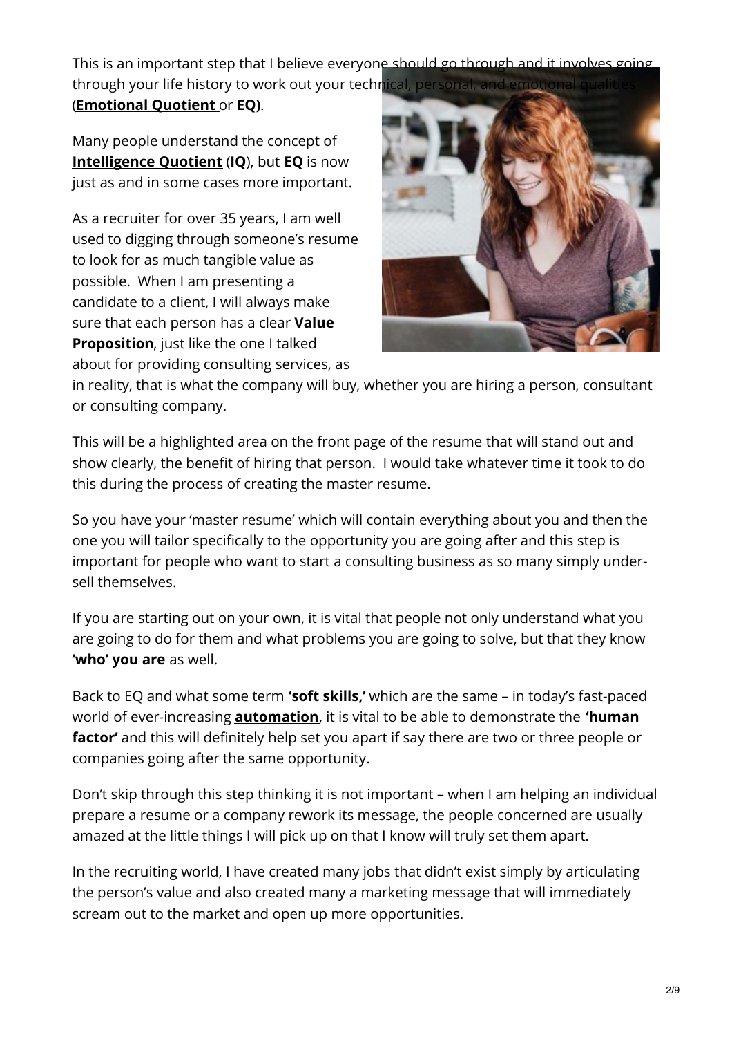This is an important step that I believe everyone should go through and it involves going through your life history to work out your technical, personal, and emotional qualities (**Emotional Quotient** or **EQ)**.

Many people understand the concept of **Intelligence Quotient** (**IQ**), but **EQ** is now just as and in some cases more important.

As a recruiter for over 35 years, I am well used to digging through someone's resume to look for as much tangible value as possible. When I am presenting a candidate to a client, I will always make sure that each person has a clear **Value Proposition**, just like the one I talked about for providing consulting services, as in reality, that is what the company will buy, whether you are hiring a person, consultant or consulting company.

This will be a highlighted area on the front page of the resume that will stand out and show clearly, the benefit of hiring that person. I would take whatever time it took to do this during the process of creating the master resume.

So you have your 'master resume' which will contain everything about you and then the one you will tailor specifically to the opportunity you are going after and this step is important for people who want to start a consulting business as so many simply under-sell themselves.

If you are starting out on your own, it is vital that people not only understand what you are going to do for them and what problems you are going to solve, but that they know **'who' you are** as well.

Back to EQ and what some term **'soft skills,'** which are the same – in today's fast-paced world of ever-increasing **automation**, it is vital to be able to demonstrate the **'human factor'** and this will definitely help set you apart if say there are two or three people or companies going after the same opportunity.

Don't skip through this step thinking it is not important – when I am helping an individual prepare a resume or a company rework its message, the people concerned are usually amazed at the little things I will pick up on that I know will truly set them apart.

In the recruiting world, I have created many jobs that didn't exist simply by articulating the person's value and also created many a marketing message that will immediately scream out to the market and open up more opportunities.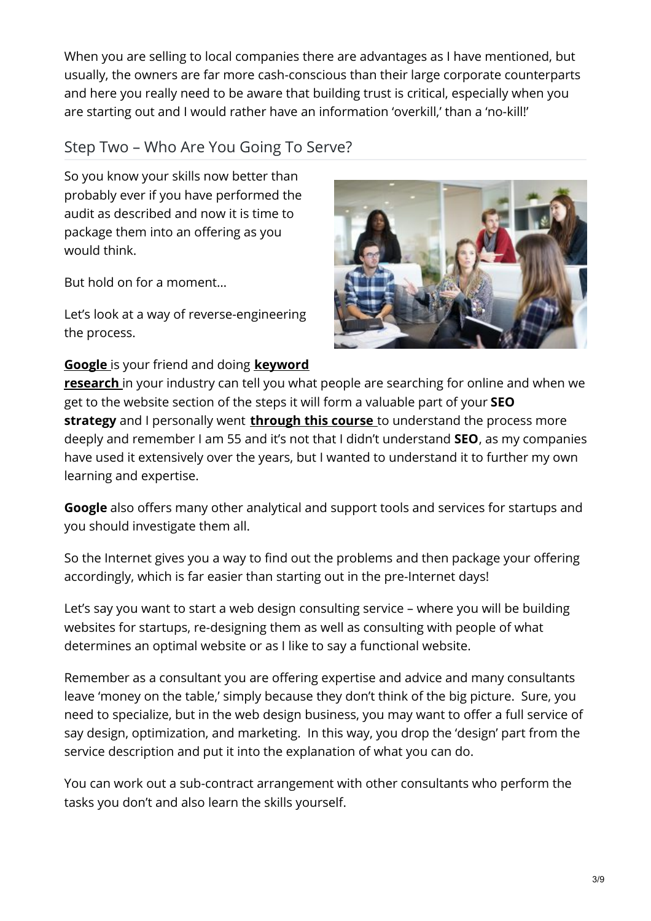When you are selling to local companies there are advantages as I have mentioned, but usually, the owners are far more cash-conscious than their large corporate counterparts and here you really need to be aware that building trust is critical, especially when you are starting out and I would rather have an information 'overkill,' than a 'no-kill!'

## Step Two – Who Are You Going To Serve?

So you know your skills now better than probably ever if you have performed the audit as described and now it is time to package them into an offering as you would think.

But hold on for a moment…

Let's look at a way of reverse-engineering the process.

**Google** is your friend and doing **keyword research** in your industry can tell you what people are searching for online and when we get to the website section of the steps it will form a valuable part of your **SEO strategy** and I personally went **through this course** to understand the process more deeply and remember I am 55 and it's not that I didn't understand **SEO**, as my companies have used it extensively over the years, but I wanted to understand it to further my own learning and expertise.

**Google** also offers many other analytical and support tools and services for startups and you should investigate them all.

So the Internet gives you a way to find out the problems and then package your offering accordingly, which is far easier than starting out in the pre-Internet days!

Let's say you want to start a web design consulting service – where you will be building websites for startups, re-designing them as well as consulting with people of what determines an optimal website or as I like to say a functional website.

Remember as a consultant you are offering expertise and advice and many consultants leave 'money on the table,' simply because they don't think of the big picture. Sure, you need to specialize, but in the web design business, you may want to offer a full service of say design, optimization, and marketing. In this way, you drop the 'design' part from the service description and put it into the explanation of what you can do.

You can work out a sub-contract arrangement with other consultants who perform the tasks you don't and also learn the skills yourself.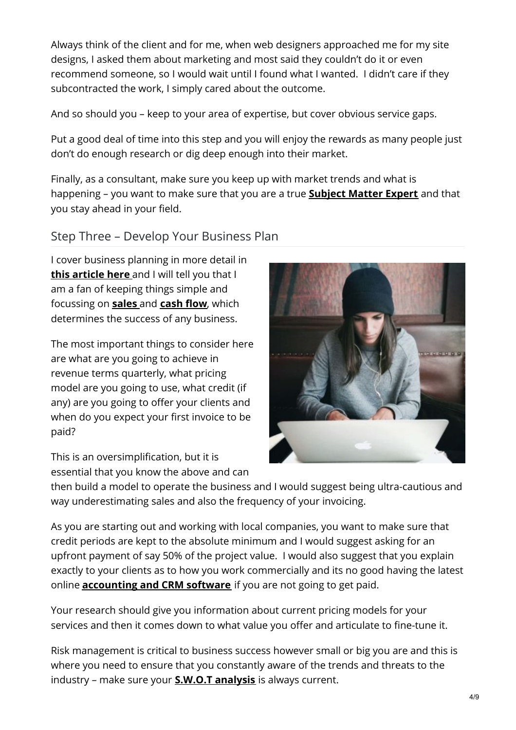Always think of the client and for me, when web designers approached me for my site designs, I asked them about marketing and most said they couldn't do it or even recommend someone, so I would wait until I found what I wanted. I didn't care if they subcontracted the work, I simply cared about the outcome.

And so should you – keep to your area of expertise, but cover obvious service gaps.

Put a good deal of time into this step and you will enjoy the rewards as many people just don't do enough research or dig deep enough into their market.

Finally, as a consultant, make sure you keep up with market trends and what is happening – you want to make sure that you are a true **Subject Matter Expert** and that you stay ahead in your field.

## Step Three – Develop Your Business Plan

I cover business planning in more detail in **this article here** and I will tell you that I am a fan of keeping things simple and focussing on **sales** and **cash flow**, which determines the success of any business.

The most important things to consider here are what are you going to achieve in revenue terms quarterly, what pricing model are you going to use, what credit (if any) are you going to offer your clients and when do you expect your first invoice to be paid?

This is an oversimplification, but it is essential that you know the above and can then build a model to operate the business and I would suggest being ultra-cautious and way underestimating sales and also the frequency of your invoicing.

As you are starting out and working with local companies, you want to make sure that credit periods are kept to the absolute minimum and I would suggest asking for an upfront payment of say 50% of the project value. I would also suggest that you explain exactly to your clients as to how you work commercially and its no good having the latest online **accounting and CRM software** if you are not going to get paid.

Your research should give you information about current pricing models for your services and then it comes down to what value you offer and articulate to fine-tune it.

Risk management is critical to business success however small or big you are and this is where you need to ensure that you constantly aware of the trends and threats to the industry – make sure your **S.W.O.T analysis** is always current.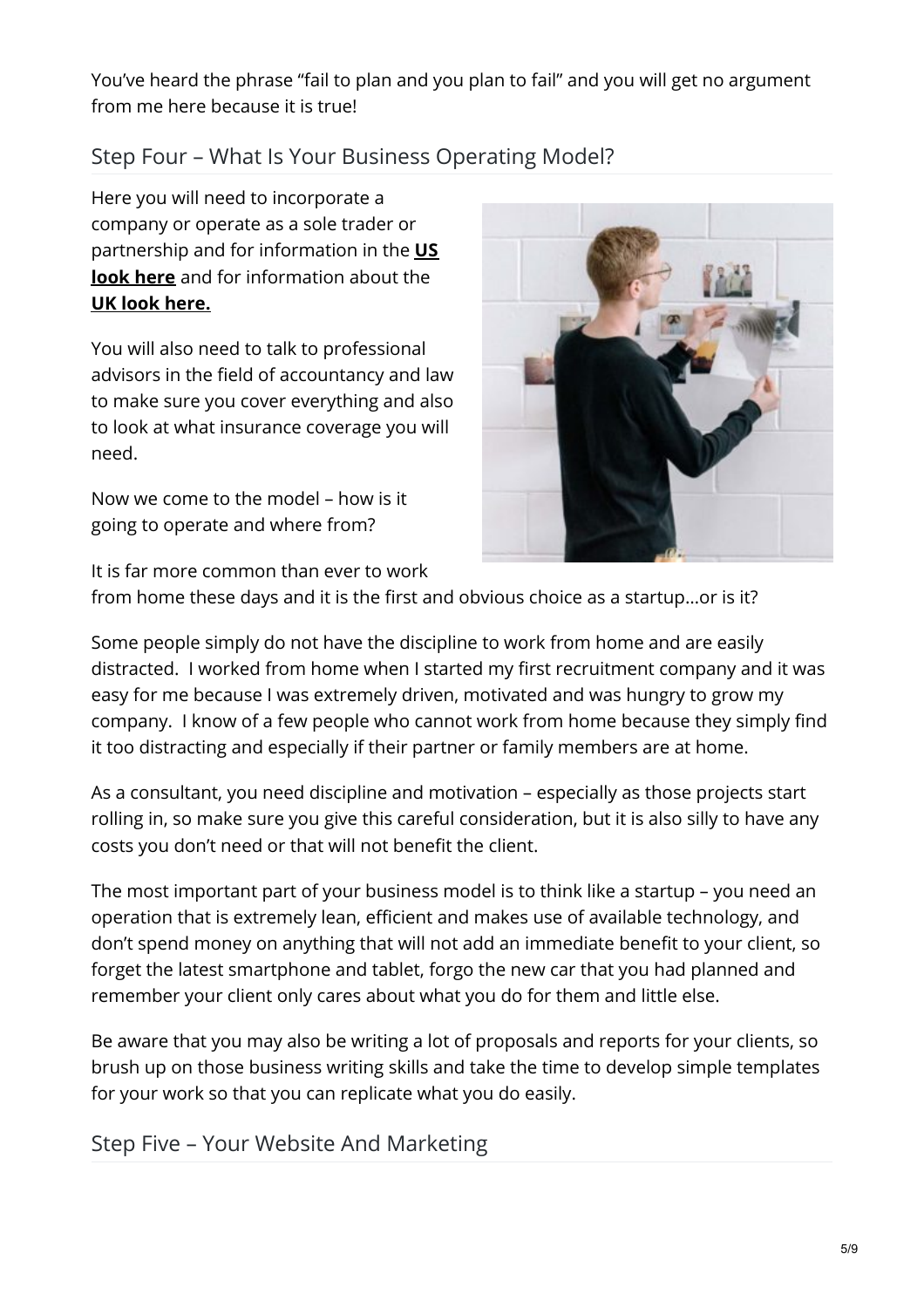You've heard the phrase "fail to plan and you plan to fail" and you will get no argument from me here because it is true!

## Step Four – What Is Your Business Operating Model?

Here you will need to incorporate a company or operate as a sole trader or partnership and for information in the **US look here** and for information about the **UK look here.**

You will also need to talk to professional advisors in the field of accountancy and law to make sure you cover everything and also to look at what insurance coverage you will need.

Now we come to the model – how is it going to operate and where from?

It is far more common than ever to work from home these days and it is the first and obvious choice as a startup…or is it?

Some people simply do not have the discipline to work from home and are easily distracted. I worked from home when I started my first recruitment company and it was easy for me because I was extremely driven, motivated and was hungry to grow my company. I know of a few people who cannot work from home because they simply find it too distracting and especially if their partner or family members are at home.

As a consultant, you need discipline and motivation – especially as those projects start rolling in, so make sure you give this careful consideration, but it is also silly to have any costs you don't need or that will not benefit the client.

The most important part of your business model is to think like a startup – you need an operation that is extremely lean, efficient and makes use of available technology, and don't spend money on anything that will not add an immediate benefit to your client, so forget the latest smartphone and tablet, forgo the new car that you had planned and remember your client only cares about what you do for them and little else.

Be aware that you may also be writing a lot of proposals and reports for your clients, so brush up on those business writing skills and take the time to develop simple templates for your work so that you can replicate what you do easily.

## Step Five – Your Website And Marketing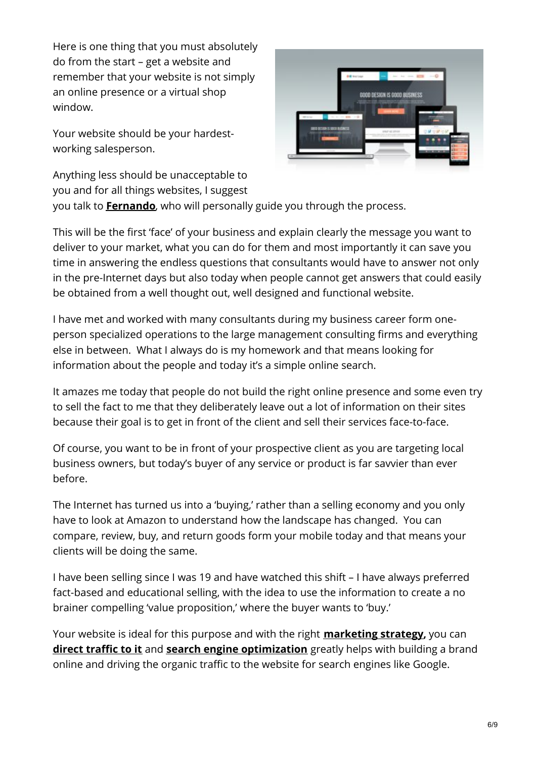Here is one thing that you must absolutely do from the start – get a website and remember that your website is not simply an online presence or a virtual shop window.

Your website should be your hardest-working salesperson.

Anything less should be unacceptable to you and for all things websites, I suggest you talk to **Fernando**, who will personally guide you through the process.

This will be the first 'face' of your business and explain clearly the message you want to deliver to your market, what you can do for them and most importantly it can save you time in answering the endless questions that consultants would have to answer not only in the pre-Internet days but also today when people cannot get answers that could easily be obtained from a well thought out, well designed and functional website.

I have met and worked with many consultants during my business career form one-person specialized operations to the large management consulting firms and everything else in between. What I always do is my homework and that means looking for information about the people and today it's a simple online search.

It amazes me today that people do not build the right online presence and some even try to sell the fact to me that they deliberately leave out a lot of information on their sites because their goal is to get in front of the client and sell their services face-to-face.

Of course, you want to be in front of your prospective client as you are targeting local business owners, but today's buyer of any service or product is far savvier than ever before.

The Internet has turned us into a 'buying,' rather than a selling economy and you only have to look at Amazon to understand how the landscape has changed. You can compare, review, buy, and return goods form your mobile today and that means your clients will be doing the same.

I have been selling since I was 19 and have watched this shift – I have always preferred fact-based and educational selling, with the idea to use the information to create a no brainer compelling 'value proposition,' where the buyer wants to 'buy.'

Your website is ideal for this purpose and with the right **marketing strategy,** you can **direct traffic to it** and **search engine optimization** greatly helps with building a brand online and driving the organic traffic to the website for search engines like Google.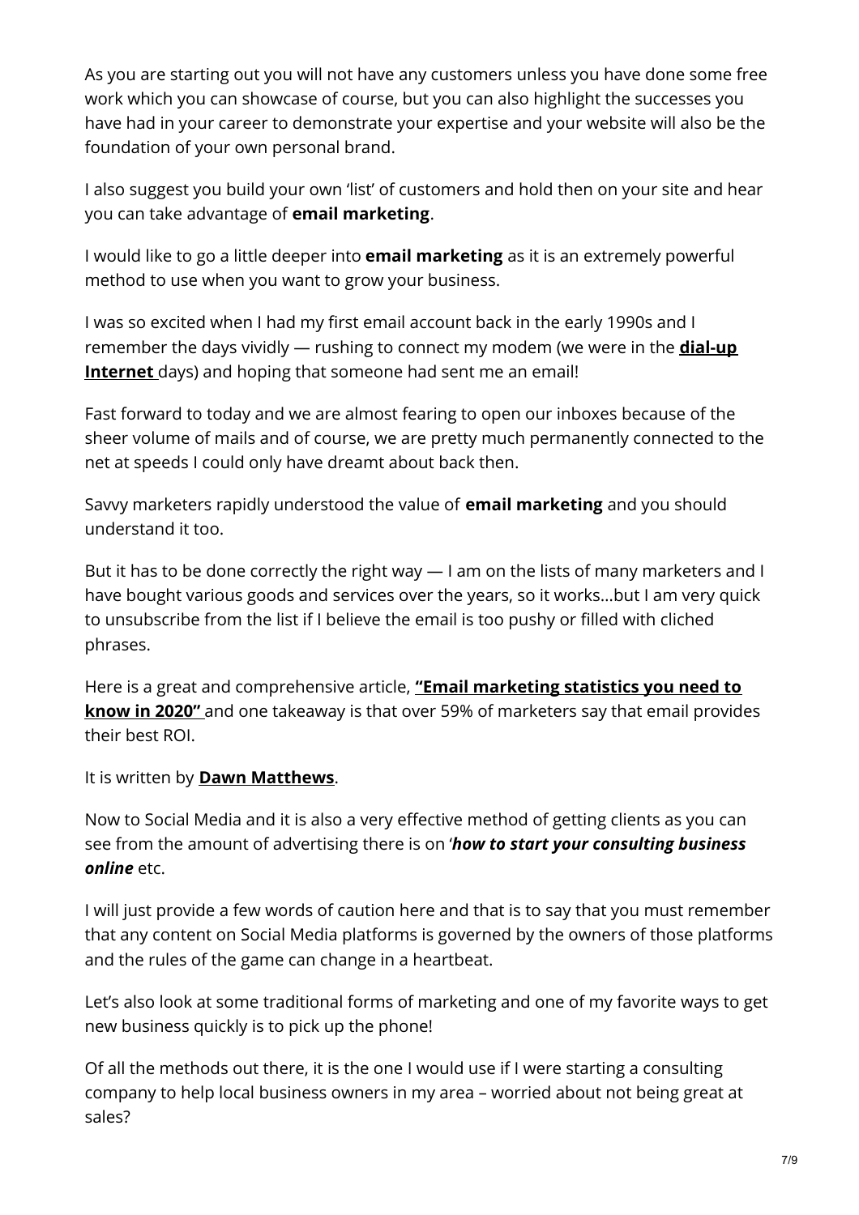As you are starting out you will not have any customers unless you have done some free work which you can showcase of course, but you can also highlight the successes you have had in your career to demonstrate your expertise and your website will also be the foundation of your own personal brand.

I also suggest you build your own 'list' of customers and hold then on your site and hear you can take advantage of **email marketing**.

I would like to go a little deeper into **email marketing** as it is an extremely powerful method to use when you want to grow your business.

I was so excited when I had my first email account back in the early 1990s and I remember the days vividly — rushing to connect my modem (we were in the **dial-up Internet** days) and hoping that someone had sent me an email!

Fast forward to today and we are almost fearing to open our inboxes because of the sheer volume of mails and of course, we are pretty much permanently connected to the net at speeds I could only have dreamt about back then.

Savvy marketers rapidly understood the value of **email marketing** and you should understand it too.

But it has to be done correctly the right way — I am on the lists of many marketers and I have bought various goods and services over the years, so it works…but I am very quick to unsubscribe from the list if I believe the email is too pushy or filled with cliched phrases.

Here is a great and comprehensive article, **"Email marketing statistics you need to know in 2020"** and one takeaway is that over 59% of marketers say that email provides their best ROI.

It is written by **Dawn Matthews**.

Now to Social Media and it is also a very effective method of getting clients as you can see from the amount of advertising there is on '***how to start your consulting business online*** etc.

I will just provide a few words of caution here and that is to say that you must remember that any content on Social Media platforms is governed by the owners of those platforms and the rules of the game can change in a heartbeat.

Let's also look at some traditional forms of marketing and one of my favorite ways to get new business quickly is to pick up the phone!

Of all the methods out there, it is the one I would use if I were starting a consulting company to help local business owners in my area – worried about not being great at sales?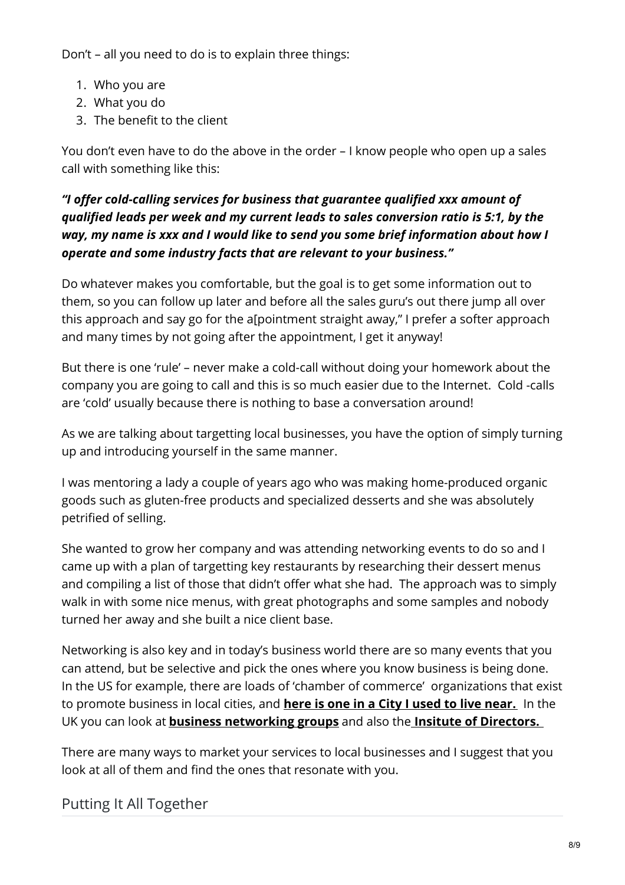Don't – all you need to do is to explain three things:

1. Who you are
2. What you do
3. The benefit to the client

You don't even have to do the above in the order – I know people who open up a sales call with something like this:

***"I offer cold-calling services for business that guarantee qualified xxx amount of qualified leads per week and my current leads to sales conversion ratio is 5:1, by the way, my name is xxx and I would like to send you some brief information about how I operate and some industry facts that are relevant to your business."***

Do whatever makes you comfortable, but the goal is to get some information out to them, so you can follow up later and before all the sales guru's out there jump all over this approach and say go for the a[pointment straight away," I prefer a softer approach and many times by not going after the appointment, I get it anyway!

But there is one 'rule' – never make a cold-call without doing your homework about the company you are going to call and this is so much easier due to the Internet. Cold -calls are 'cold' usually because there is nothing to base a conversation around!

As we are talking about targetting local businesses, you have the option of simply turning up and introducing yourself in the same manner.

I was mentoring a lady a couple of years ago who was making home-produced organic goods such as gluten-free products and specialized desserts and she was absolutely petrified of selling.

She wanted to grow her company and was attending networking events to do so and I came up with a plan of targetting key restaurants by researching their dessert menus and compiling a list of those that didn't offer what she had. The approach was to simply walk in with some nice menus, with great photographs and some samples and nobody turned her away and she built a nice client base.

Networking is also key and in today's business world there are so many events that you can attend, but be selective and pick the ones where you know business is being done. In the US for example, there are loads of 'chamber of commerce' organizations that exist to promote business in local cities, and **here is one in a City I used to live near.** In the UK you can look at **business networking groups** and also the **Insitute of Directors.**

There are many ways to market your services to local businesses and I suggest that you look at all of them and find the ones that resonate with you.

## Putting It All Together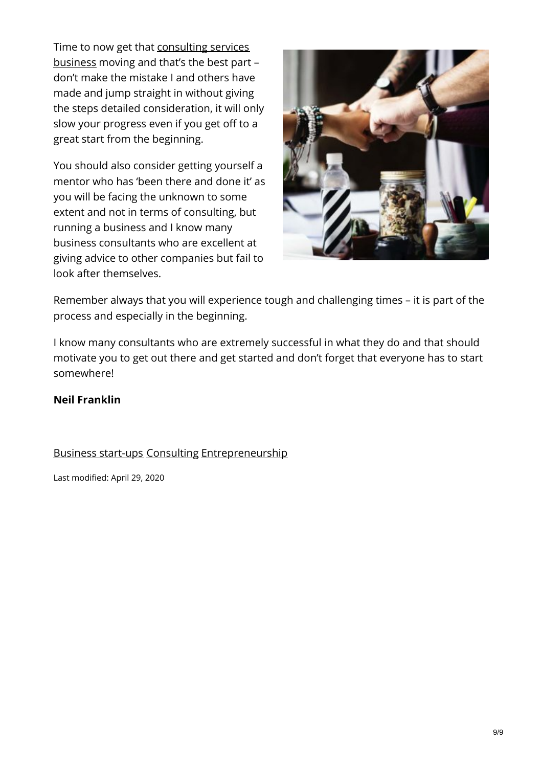Time to now get that consulting services business moving and that's the best part – don't make the mistake I and others have made and jump straight in without giving the steps detailed consideration, it will only slow your progress even if you get off to a great start from the beginning.

You should also consider getting yourself a mentor who has 'been there and done it' as you will be facing the unknown to some extent and not in terms of consulting, but running a business and I know many business consultants who are excellent at giving advice to other companies but fail to look after themselves.

Remember always that you will experience tough and challenging times – it is part of the process and especially in the beginning.

I know many consultants who are extremely successful in what they do and that should motivate you to get out there and get started and don't forget that everyone has to start somewhere!

**Neil Franklin**

Business start-ups Consulting Entrepreneurship

Last modified: April 29, 2020